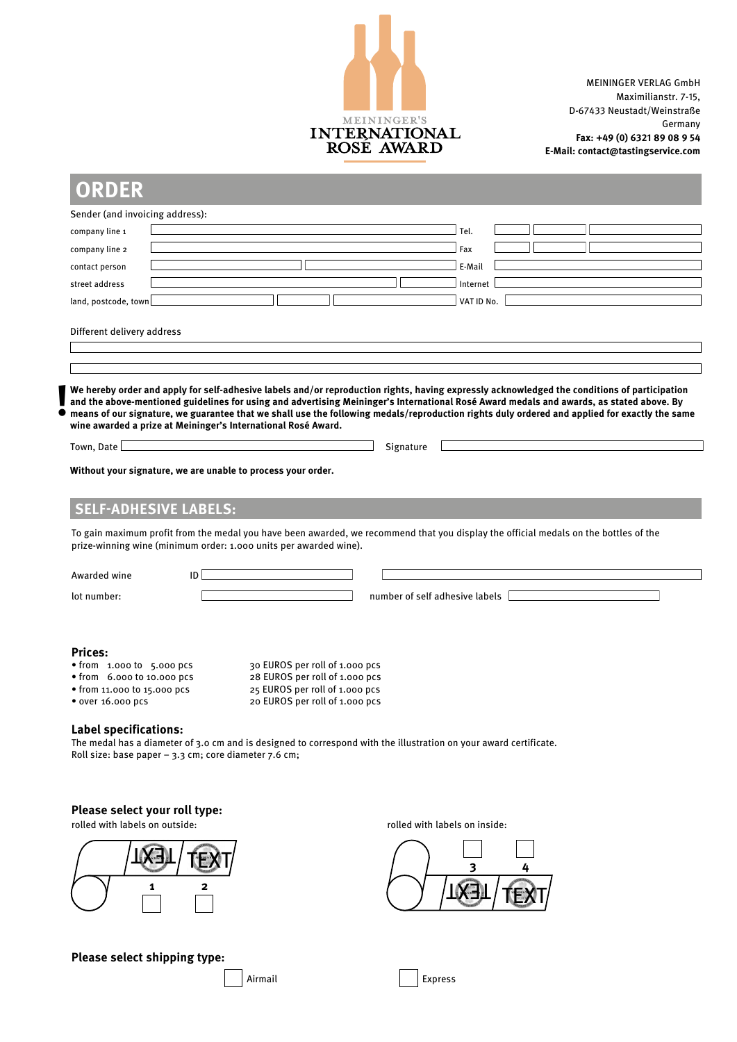MEININGER'S INTERNATIONAL ROSÉ AWARD

MEININGER VERLAG GmbH
Maximilianstr. 7-15,
D-67433 Neustadt/Weinstraße
Germany
**Fax: +49 (0) 6321 89 08 9 54**
**E-Mail: contact@tastingservice.com**

# ORDER

Sender (and invoicing address):

| | | | |
|---|---|---|---|
| company line 1 | | Tel. | |
| company line 2 | | Fax | |
| contact person | | E-Mail | |
| street address | | Internet | |
| land, postcode, town | | VAT ID No. | |

Different delivery address

**We hereby order and apply for self-adhesive labels and/or reproduction rights, having expressly acknowledged the conditions of participation and the above-mentioned guidelines for using and advertising Meininger's International Rosé Award medals and awards, as stated above. By means of our signature, we guarantee that we shall use the following medals/reproduction rights duly ordered and applied for exactly the same wine awarded a prize at Meininger's International Rosé Award.**

Town, Date ____________________ Signature ____________________

**Without your signature, we are unable to process your order.**

## SELF-ADHESIVE LABELS:

To gain maximum profit from the medal you have been awarded, we recommend that you display the official medals on the bottles of the prize-winning wine (minimum order: 1.000 units per awarded wine).

Awarded wine ID ____________________ ____________________

lot number: ____________________ number of self adhesive labels ____________________

### Prices:

- from 1.000 to 5.000 pcs — 30 EUROS per roll of 1.000 pcs
- from 6.000 to 10.000 pcs — 28 EUROS per roll of 1.000 pcs
- from 11.000 to 15.000 pcs — 25 EUROS per roll of 1.000 pcs
- over 16.000 pcs — 20 EUROS per roll of 1.000 pcs

### Label specifications:

The medal has a diameter of 3.0 cm and is designed to correspond with the illustration on your award certificate.
Roll size: base paper – 3.3 cm; core diameter 7.6 cm;

### Please select your roll type:

rolled with labels on outside: ☐ 1 ☐ 2

rolled with labels on inside: ☐ 3 ☐ 4

### Please select shipping type:

☐ Airmail ☐ Express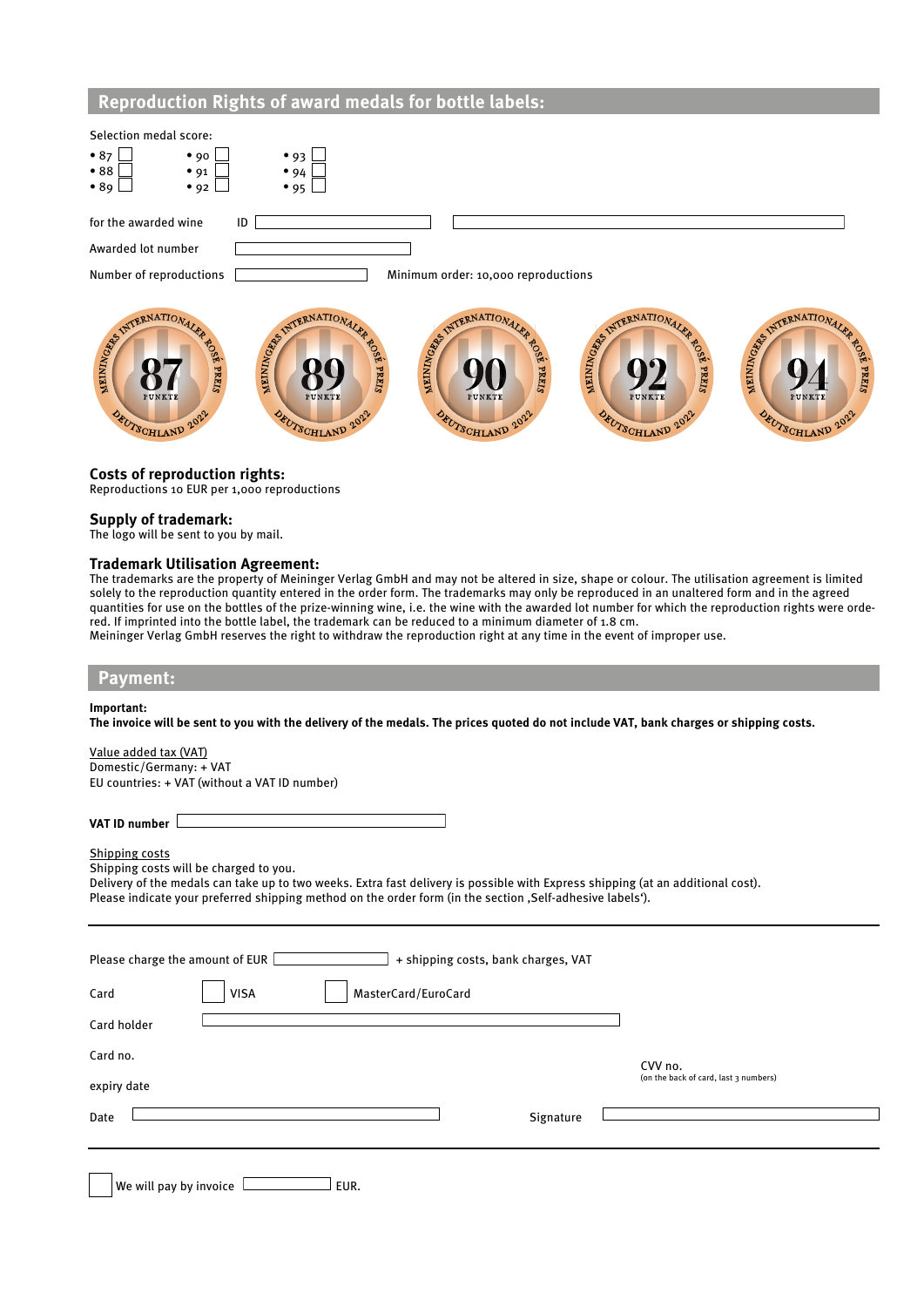## Reproduction Rights of award medals for bottle labels:

Selection medal score:

- 87 ☐
- 88 ☐
- 89 ☐
- 90 ☐
- 91 ☐
- 92 ☐
- 93 ☐
- 94 ☐
- 95 ☐

for the awarded wine ID ______________ ______________

Awarded lot number ______________

Number of reproductions ______________ Minimum order: 10,000 reproductions

MEININGERS INTERNATIONALER ROSÉ PREIS 87 PUNKTE DEUTSCHLAND 2022

MEININGERS INTERNATIONALER ROSÉ PREIS 89 PUNKTE DEUTSCHLAND 2022

MEININGERS INTERNATIONALER ROSÉ PREIS 90 PUNKTE DEUTSCHLAND 2022

MEININGERS INTERNATIONALER ROSÉ PREIS 92 PUNKTE DEUTSCHLAND 2022

MEININGERS INTERNATIONALER ROSÉ PREIS 94 PUNKTE DEUTSCHLAND 2022

### Costs of reproduction rights:

Reproductions 10 EUR per 1,000 reproductions

### Supply of trademark:

The logo will be sent to you by mail.

### Trademark Utilisation Agreement:

The trademarks are the property of Meininger Verlag GmbH and may not be altered in size, shape or colour. The utilisation agreement is limited solely to the reproduction quantity entered in the order form. The trademarks may only be reproduced in an unaltered form and in the agreed quantities for use on the bottles of the prize-winning wine, i.e. the wine with the awarded lot number for which the reproduction rights were ordered. If imprinted into the bottle label, the trademark can be reduced to a minimum diameter of 1.8 cm.
Meininger Verlag GmbH reserves the right to withdraw the reproduction right at any time in the event of improper use.

## Payment:

**Important:**
**The invoice will be sent to you with the delivery of the medals. The prices quoted do not include VAT, bank charges or shipping costs.**

Value added tax (VAT)
Domestic/Germany: + VAT
EU countries: + VAT (without a VAT ID number)

**VAT ID number** ______________

Shipping costs
Shipping costs will be charged to you.
Delivery of the medals can take up to two weeks. Extra fast delivery is possible with Express shipping (at an additional cost).
Please indicate your preferred shipping method on the order form (in the section ‚Self-adhesive labels').

---

Please charge the amount of EUR ______________ + shipping costs, bank charges, VAT

Card ☐ VISA ☐ MasterCard/EuroCard

Card holder ______________

Card no.

expiry date

CVV no.
(on the back of card, last 3 numbers)

Date ______________ Signature ______________

---

☐ We will pay by invoice ______________ EUR.